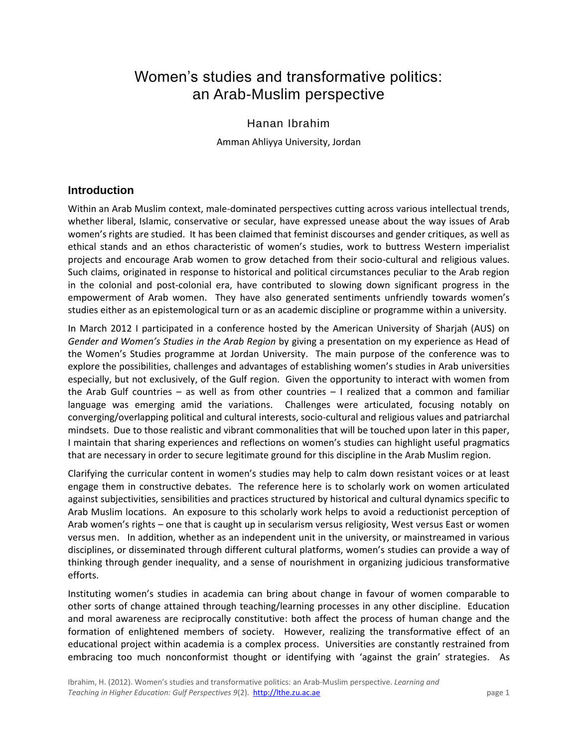# Women's studies and transformative politics: an Arab-Muslim perspective

Hanan Ibrahim

Amman Ahliyya University, Jordan

## Introduction

Within an Arab Muslim context, male-dominated perspectives cutting across various intellectual trends, whether liberal, Islamic, conservative or secular, have expressed unease about the way issues of Arab women's rights are studied. It has been claimed that feminist discourses and gender critiques, as well as ethical stands and an ethos characteristic of women's studies, work to buttress Western imperialist projects and encourage Arab women to grow detached from their socio-cultural and religious values. Such claims, originated in response to historical and political circumstances peculiar to the Arab region in the colonial and post-colonial era, have contributed to slowing down significant progress in the empowerment of Arab women. They have also generated sentiments unfriendly towards women's studies either as an epistemological turn or as an academic discipline or programme within a university.

In March 2012 I participated in a conference hosted by the American University of Sharjah (AUS) on *Gender and Women's Studies in the Arab Region* by giving a presentation on my experience as Head of the Women's Studies programme at Jordan University. The main purpose of the conference was to explore the possibilities, challenges and advantages of establishing women's studies in Arab universities especially, but not exclusively, of the Gulf region. Given the opportunity to interact with women from the Arab Gulf countries – as well as from other countries – I realized that a common and familiar language was emerging amid the variations. Challenges were articulated, focusing notably on converging/overlapping political and cultural interests, socio-cultural and religious values and patriarchal mindsets. Due to those realistic and vibrant commonalities that will be touched upon later in this paper, I maintain that sharing experiences and reflections on women's studies can highlight useful pragmatics that are necessary in order to secure legitimate ground for this discipline in the Arab Muslim region.

Clarifying the curricular content in women's studies may help to calm down resistant voices or at least engage them in constructive debates. The reference here is to scholarly work on women articulated against subjectivities, sensibilities and practices structured by historical and cultural dynamics specific to Arab Muslim locations. An exposure to this scholarly work helps to avoid a reductionist perception of Arab women's rights – one that is caught up in secularism versus religiosity, West versus East or women versus men. In addition, whether as an independent unit in the university, or mainstreamed in various disciplines, or disseminated through different cultural platforms, women's studies can provide a way of thinking through gender inequality, and a sense of nourishment in organizing judicious transformative efforts.

Instituting women's studies in academia can bring about change in favour of women comparable to other sorts of change attained through teaching/learning processes in any other discipline. Education and moral awareness are reciprocally constitutive: both affect the process of human change and the formation of enlightened members of society. However, realizing the transformative effect of an educational project within academia is a complex process. Universities are constantly restrained from embracing too much nonconformist thought or identifying with 'against the grain' strategies. As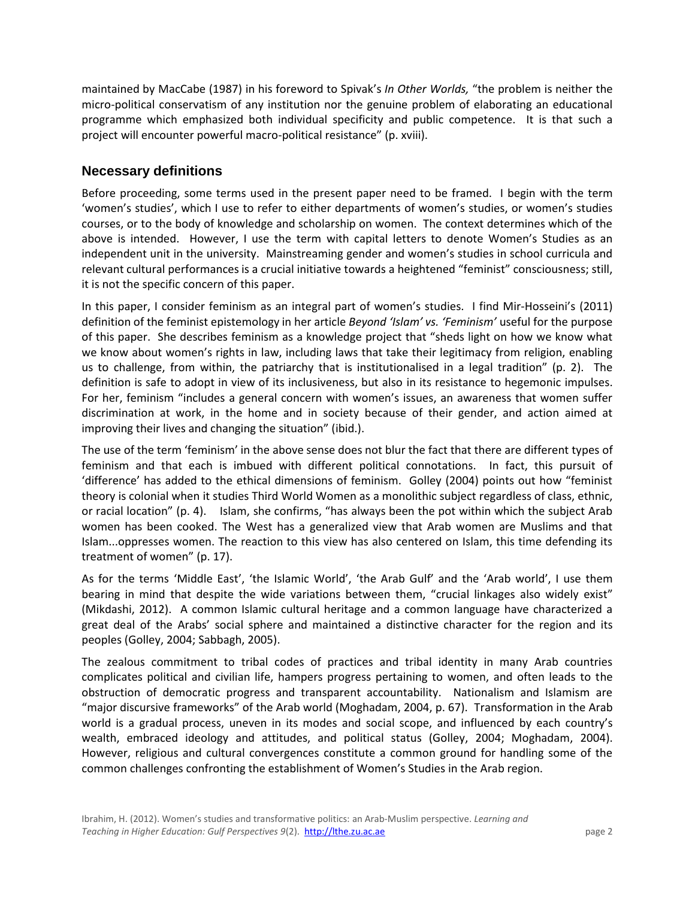maintained by MacCabe (1987) in his foreword to Spivak's *In Other Worlds,* "the problem is neither the micro-political conservatism of any institution nor the genuine problem of elaborating an educational programme which emphasized both individual specificity and public competence. It is that such a project will encounter powerful macro-political resistance" (p. xviii).

## Necessary definitions

Before proceeding, some terms used in the present paper need to be framed. I begin with the term 'women's studies', which I use to refer to either departments of women's studies, or women's studies courses, or to the body of knowledge and scholarship on women. The context determines which of the above is intended. However, I use the term with capital letters to denote Women's Studies as an independent unit in the university. Mainstreaming gender and women's studies in school curricula and relevant cultural performances is a crucial initiative towards a heightened "feminist" consciousness; still, it is not the specific concern of this paper.

In this paper, I consider feminism as an integral part of women's studies. I find Mir-Hosseini's (2011) definition of the feminist epistemology in her article *Beyond 'Islam' vs. 'Feminism'* useful for the purpose of this paper. She describes feminism as a knowledge project that "sheds light on how we know what we know about women's rights in law, including laws that take their legitimacy from religion, enabling us to challenge, from within, the patriarchy that is institutionalised in a legal tradition" (p. 2). The definition is safe to adopt in view of its inclusiveness, but also in its resistance to hegemonic impulses. For her, feminism "includes a general concern with women's issues, an awareness that women suffer discrimination at work, in the home and in society because of their gender, and action aimed at improving their lives and changing the situation" (ibid.).

The use of the term 'feminism' in the above sense does not blur the fact that there are different types of feminism and that each is imbued with different political connotations. In fact, this pursuit of 'difference' has added to the ethical dimensions of feminism. Golley (2004) points out how "feminist theory is colonial when it studies Third World Women as a monolithic subject regardless of class, ethnic, or racial location" (p. 4). Islam, she confirms, "has always been the pot within which the subject Arab women has been cooked. The West has a generalized view that Arab women are Muslims and that Islam...oppresses women. The reaction to this view has also centered on Islam, this time defending its treatment of women" (p. 17).

As for the terms 'Middle East', 'the Islamic World', 'the Arab Gulf' and the 'Arab world', I use them bearing in mind that despite the wide variations between them, "crucial linkages also widely exist" (Mikdashi, 2012). A common Islamic cultural heritage and a common language have characterized a great deal of the Arabs' social sphere and maintained a distinctive character for the region and its peoples (Golley, 2004; Sabbagh, 2005).

The zealous commitment to tribal codes of practices and tribal identity in many Arab countries complicates political and civilian life, hampers progress pertaining to women, and often leads to the obstruction of democratic progress and transparent accountability. Nationalism and Islamism are "major discursive frameworks" of the Arab world (Moghadam, 2004, p. 67). Transformation in the Arab world is a gradual process, uneven in its modes and social scope, and influenced by each country's wealth, embraced ideology and attitudes, and political status (Golley, 2004; Moghadam, 2004). However, religious and cultural convergences constitute a common ground for handling some of the common challenges confronting the establishment of Women's Studies in the Arab region.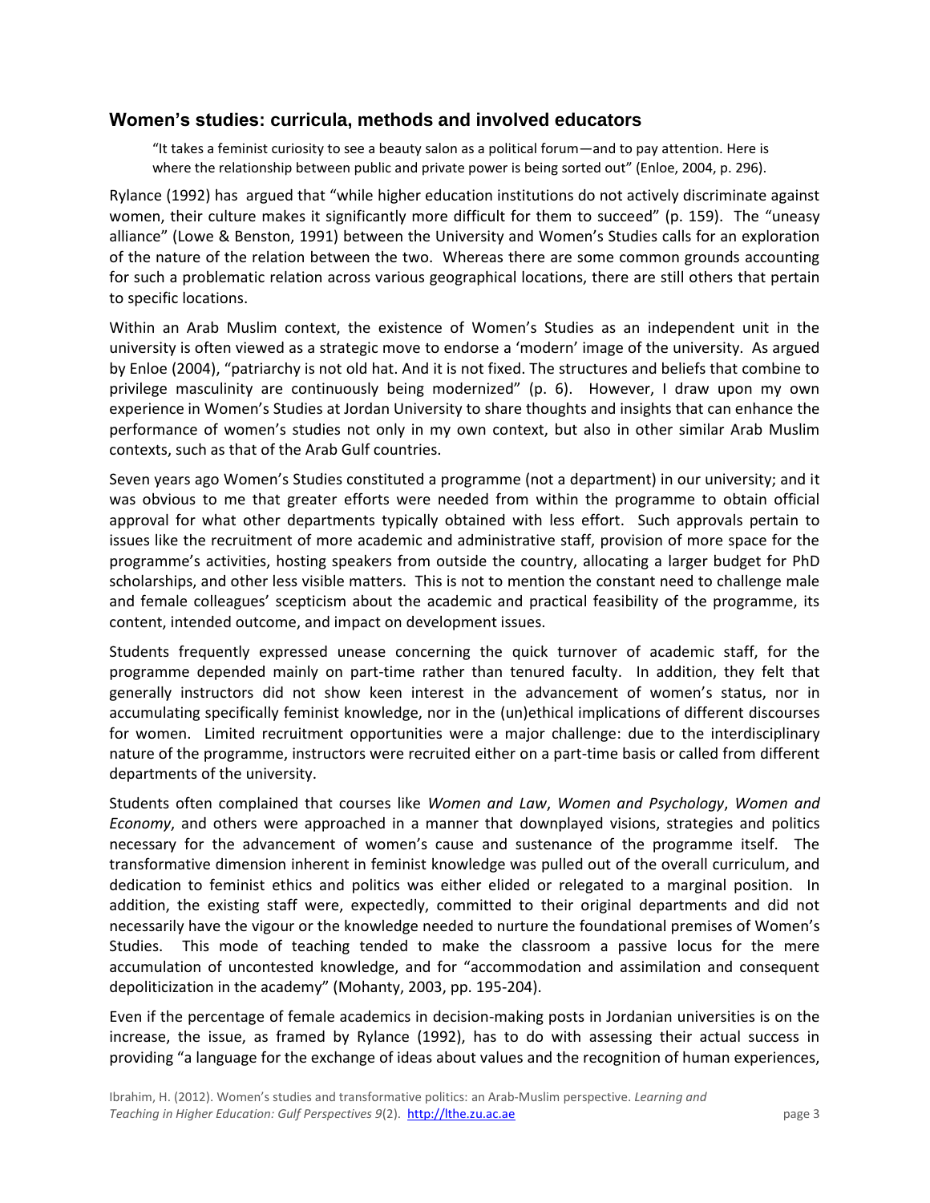## Women's studies: curricula, methods and involved educators

> "It takes a feminist curiosity to see a beauty salon as a political forum—and to pay attention. Here is where the relationship between public and private power is being sorted out" (Enloe, 2004, p. 296).

Rylance (1992) has argued that "while higher education institutions do not actively discriminate against women, their culture makes it significantly more difficult for them to succeed" (p. 159). The "uneasy alliance" (Lowe & Benston, 1991) between the University and Women's Studies calls for an exploration of the nature of the relation between the two. Whereas there are some common grounds accounting for such a problematic relation across various geographical locations, there are still others that pertain to specific locations.

Within an Arab Muslim context, the existence of Women's Studies as an independent unit in the university is often viewed as a strategic move to endorse a 'modern' image of the university. As argued by Enloe (2004), "patriarchy is not old hat. And it is not fixed. The structures and beliefs that combine to privilege masculinity are continuously being modernized" (p. 6). However, I draw upon my own experience in Women's Studies at Jordan University to share thoughts and insights that can enhance the performance of women's studies not only in my own context, but also in other similar Arab Muslim contexts, such as that of the Arab Gulf countries.

Seven years ago Women's Studies constituted a programme (not a department) in our university; and it was obvious to me that greater efforts were needed from within the programme to obtain official approval for what other departments typically obtained with less effort. Such approvals pertain to issues like the recruitment of more academic and administrative staff, provision of more space for the programme's activities, hosting speakers from outside the country, allocating a larger budget for PhD scholarships, and other less visible matters. This is not to mention the constant need to challenge male and female colleagues' scepticism about the academic and practical feasibility of the programme, its content, intended outcome, and impact on development issues.

Students frequently expressed unease concerning the quick turnover of academic staff, for the programme depended mainly on part-time rather than tenured faculty. In addition, they felt that generally instructors did not show keen interest in the advancement of women's status, nor in accumulating specifically feminist knowledge, nor in the (un)ethical implications of different discourses for women. Limited recruitment opportunities were a major challenge: due to the interdisciplinary nature of the programme, instructors were recruited either on a part-time basis or called from different departments of the university.

Students often complained that courses like *Women and Law*, *Women and Psychology*, *Women and Economy*, and others were approached in a manner that downplayed visions, strategies and politics necessary for the advancement of women's cause and sustenance of the programme itself. The transformative dimension inherent in feminist knowledge was pulled out of the overall curriculum, and dedication to feminist ethics and politics was either elided or relegated to a marginal position. In addition, the existing staff were, expectedly, committed to their original departments and did not necessarily have the vigour or the knowledge needed to nurture the foundational premises of Women's Studies. This mode of teaching tended to make the classroom a passive locus for the mere accumulation of uncontested knowledge, and for "accommodation and assimilation and consequent depoliticization in the academy" (Mohanty, 2003, pp. 195-204).

Even if the percentage of female academics in decision-making posts in Jordanian universities is on the increase, the issue, as framed by Rylance (1992), has to do with assessing their actual success in providing "a language for the exchange of ideas about values and the recognition of human experiences,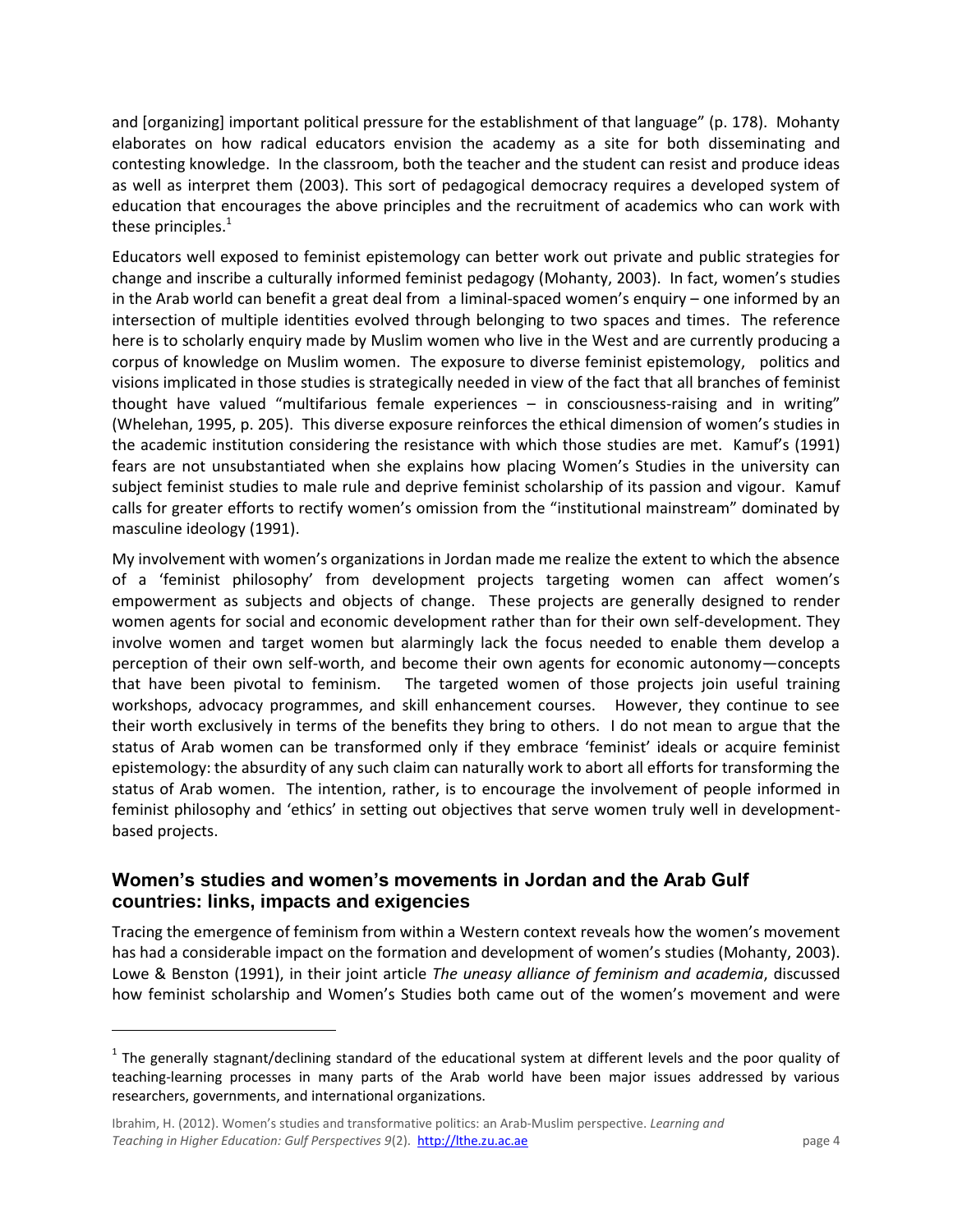and [organizing] important political pressure for the establishment of that language" (p. 178). Mohanty elaborates on how radical educators envision the academy as a site for both disseminating and contesting knowledge. In the classroom, both the teacher and the student can resist and produce ideas as well as interpret them (2003). This sort of pedagogical democracy requires a developed system of education that encourages the above principles and the recruitment of academics who can work with these principles.[1]

Educators well exposed to feminist epistemology can better work out private and public strategies for change and inscribe a culturally informed feminist pedagogy (Mohanty, 2003). In fact, women's studies in the Arab world can benefit a great deal from a liminal-spaced women's enquiry – one informed by an intersection of multiple identities evolved through belonging to two spaces and times. The reference here is to scholarly enquiry made by Muslim women who live in the West and are currently producing a corpus of knowledge on Muslim women. The exposure to diverse feminist epistemology, politics and visions implicated in those studies is strategically needed in view of the fact that all branches of feminist thought have valued "multifarious female experiences – in consciousness-raising and in writing" (Whelehan, 1995, p. 205). This diverse exposure reinforces the ethical dimension of women's studies in the academic institution considering the resistance with which those studies are met. Kamuf's (1991) fears are not unsubstantiated when she explains how placing Women's Studies in the university can subject feminist studies to male rule and deprive feminist scholarship of its passion and vigour. Kamuf calls for greater efforts to rectify women's omission from the "institutional mainstream" dominated by masculine ideology (1991).

My involvement with women's organizations in Jordan made me realize the extent to which the absence of a 'feminist philosophy' from development projects targeting women can affect women's empowerment as subjects and objects of change. These projects are generally designed to render women agents for social and economic development rather than for their own self-development. They involve women and target women but alarmingly lack the focus needed to enable them develop a perception of their own self-worth, and become their own agents for economic autonomy—concepts that have been pivotal to feminism. The targeted women of those projects join useful training workshops, advocacy programmes, and skill enhancement courses. However, they continue to see their worth exclusively in terms of the benefits they bring to others. I do not mean to argue that the status of Arab women can be transformed only if they embrace 'feminist' ideals or acquire feminist epistemology: the absurdity of any such claim can naturally work to abort all efforts for transforming the status of Arab women. The intention, rather, is to encourage the involvement of people informed in feminist philosophy and 'ethics' in setting out objectives that serve women truly well in development-based projects.

## Women's studies and women's movements in Jordan and the Arab Gulf countries: links, impacts and exigencies

Tracing the emergence of feminism from within a Western context reveals how the women's movement has had a considerable impact on the formation and development of women's studies (Mohanty, 2003). Lowe & Benston (1991), in their joint article *The uneasy alliance of feminism and academia*, discussed how feminist scholarship and Women's Studies both came out of the women's movement and were

---

[1] The generally stagnant/declining standard of the educational system at different levels and the poor quality of teaching-learning processes in many parts of the Arab world have been major issues addressed by various researchers, governments, and international organizations.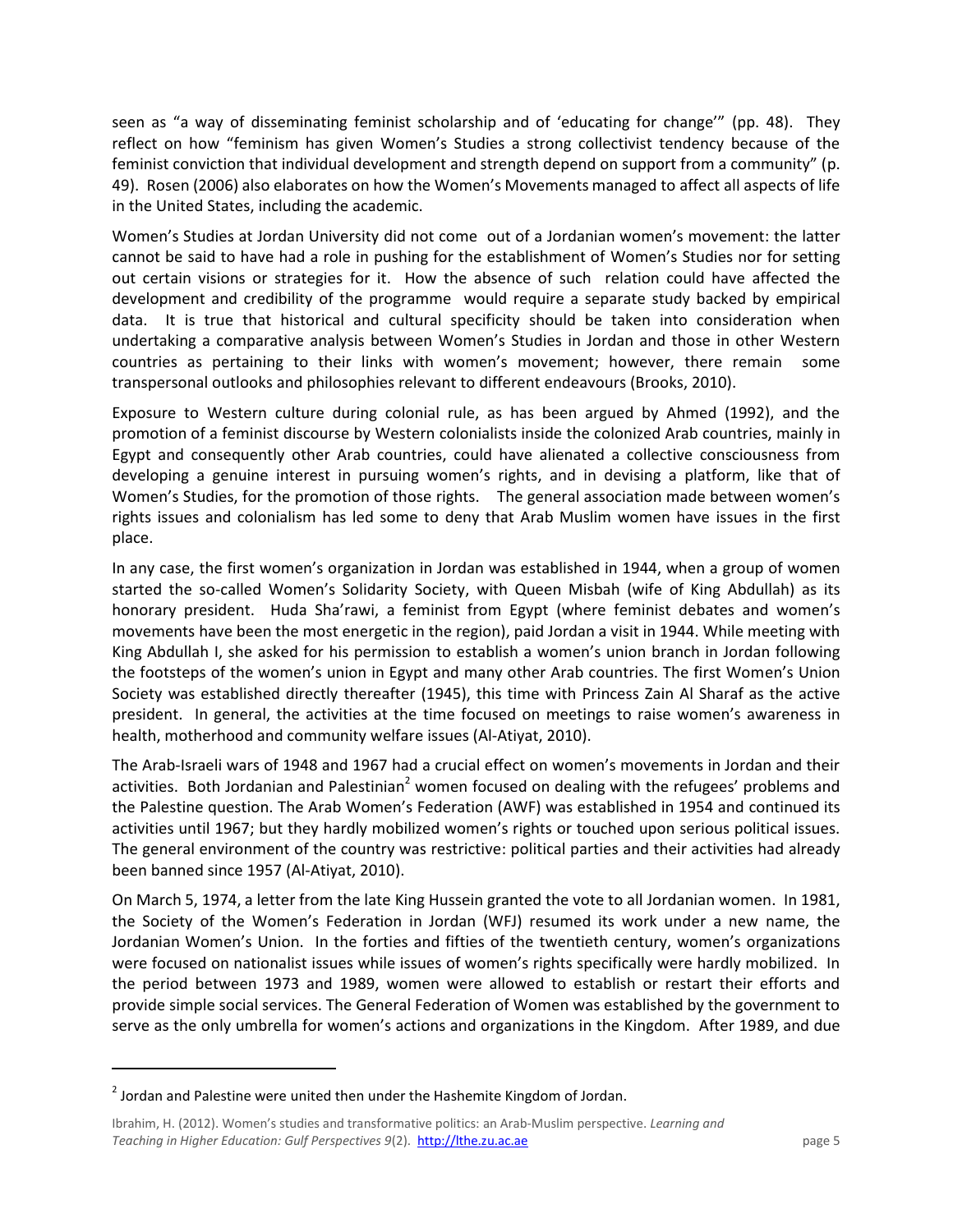seen as "a way of disseminating feminist scholarship and of 'educating for change'" (pp. 48). They reflect on how "feminism has given Women's Studies a strong collectivist tendency because of the feminist conviction that individual development and strength depend on support from a community" (p. 49). Rosen (2006) also elaborates on how the Women's Movements managed to affect all aspects of life in the United States, including the academic.

Women's Studies at Jordan University did not come out of a Jordanian women's movement: the latter cannot be said to have had a role in pushing for the establishment of Women's Studies nor for setting out certain visions or strategies for it. How the absence of such relation could have affected the development and credibility of the programme would require a separate study backed by empirical data. It is true that historical and cultural specificity should be taken into consideration when undertaking a comparative analysis between Women's Studies in Jordan and those in other Western countries as pertaining to their links with women's movement; however, there remain some transpersonal outlooks and philosophies relevant to different endeavours (Brooks, 2010).

Exposure to Western culture during colonial rule, as has been argued by Ahmed (1992), and the promotion of a feminist discourse by Western colonialists inside the colonized Arab countries, mainly in Egypt and consequently other Arab countries, could have alienated a collective consciousness from developing a genuine interest in pursuing women's rights, and in devising a platform, like that of Women's Studies, for the promotion of those rights. The general association made between women's rights issues and colonialism has led some to deny that Arab Muslim women have issues in the first place.

In any case, the first women's organization in Jordan was established in 1944, when a group of women started the so-called Women's Solidarity Society, with Queen Misbah (wife of King Abdullah) as its honorary president. Huda Sha'rawi, a feminist from Egypt (where feminist debates and women's movements have been the most energetic in the region), paid Jordan a visit in 1944. While meeting with King Abdullah I, she asked for his permission to establish a women's union branch in Jordan following the footsteps of the women's union in Egypt and many other Arab countries. The first Women's Union Society was established directly thereafter (1945), this time with Princess Zain Al Sharaf as the active president. In general, the activities at the time focused on meetings to raise women's awareness in health, motherhood and community welfare issues (Al-Atiyat, 2010).

The Arab-Israeli wars of 1948 and 1967 had a crucial effect on women's movements in Jordan and their activities. Both Jordanian and Palestinian[2] women focused on dealing with the refugees' problems and the Palestine question. The Arab Women's Federation (AWF) was established in 1954 and continued its activities until 1967; but they hardly mobilized women's rights or touched upon serious political issues. The general environment of the country was restrictive: political parties and their activities had already been banned since 1957 (Al-Atiyat, 2010).

On March 5, 1974, a letter from the late King Hussein granted the vote to all Jordanian women. In 1981, the Society of the Women's Federation in Jordan (WFJ) resumed its work under a new name, the Jordanian Women's Union. In the forties and fifties of the twentieth century, women's organizations were focused on nationalist issues while issues of women's rights specifically were hardly mobilized. In the period between 1973 and 1989, women were allowed to establish or restart their efforts and provide simple social services. The General Federation of Women was established by the government to serve as the only umbrella for women's actions and organizations in the Kingdom. After 1989, and due

---

[2] Jordan and Palestine were united then under the Hashemite Kingdom of Jordan.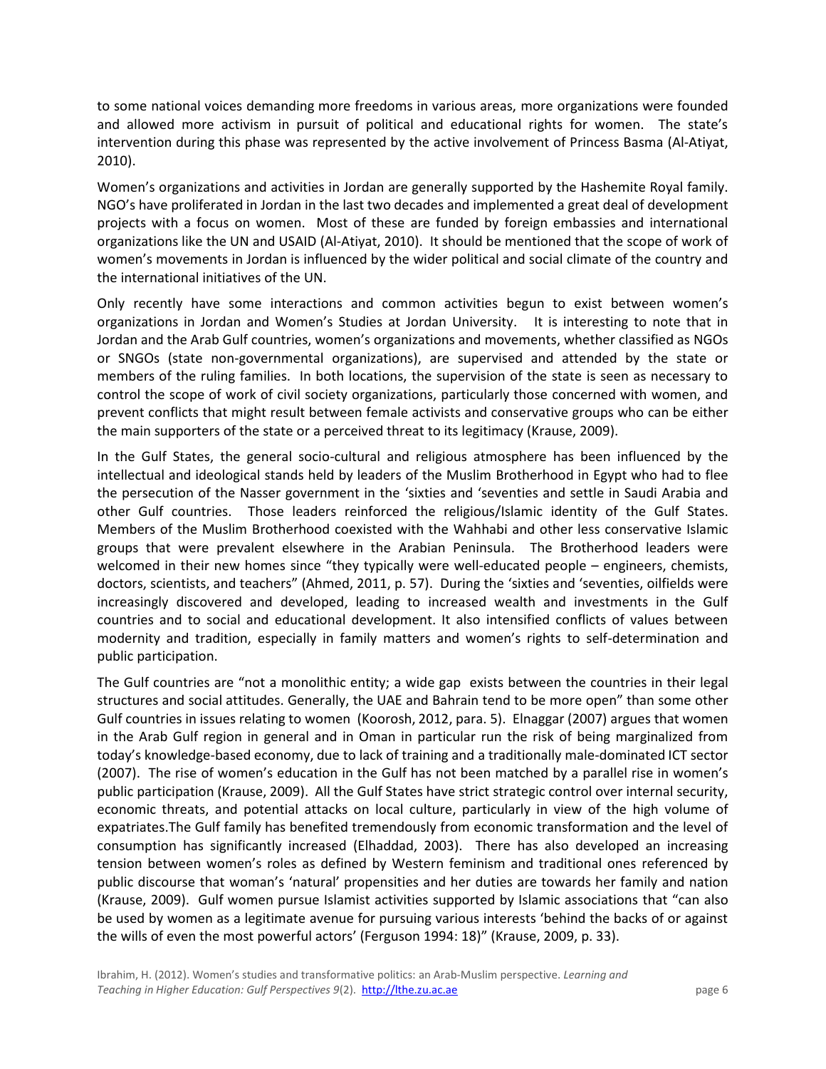to some national voices demanding more freedoms in various areas, more organizations were founded and allowed more activism in pursuit of political and educational rights for women. The state's intervention during this phase was represented by the active involvement of Princess Basma (Al-Atiyat, 2010).

Women's organizations and activities in Jordan are generally supported by the Hashemite Royal family. NGO's have proliferated in Jordan in the last two decades and implemented a great deal of development projects with a focus on women. Most of these are funded by foreign embassies and international organizations like the UN and USAID (Al-Atiyat, 2010). It should be mentioned that the scope of work of women's movements in Jordan is influenced by the wider political and social climate of the country and the international initiatives of the UN.

Only recently have some interactions and common activities begun to exist between women's organizations in Jordan and Women's Studies at Jordan University. It is interesting to note that in Jordan and the Arab Gulf countries, women's organizations and movements, whether classified as NGOs or SNGOs (state non-governmental organizations), are supervised and attended by the state or members of the ruling families. In both locations, the supervision of the state is seen as necessary to control the scope of work of civil society organizations, particularly those concerned with women, and prevent conflicts that might result between female activists and conservative groups who can be either the main supporters of the state or a perceived threat to its legitimacy (Krause, 2009).

In the Gulf States, the general socio-cultural and religious atmosphere has been influenced by the intellectual and ideological stands held by leaders of the Muslim Brotherhood in Egypt who had to flee the persecution of the Nasser government in the 'sixties and 'seventies and settle in Saudi Arabia and other Gulf countries. Those leaders reinforced the religious/Islamic identity of the Gulf States. Members of the Muslim Brotherhood coexisted with the Wahhabi and other less conservative Islamic groups that were prevalent elsewhere in the Arabian Peninsula. The Brotherhood leaders were welcomed in their new homes since "they typically were well-educated people – engineers, chemists, doctors, scientists, and teachers" (Ahmed, 2011, p. 57). During the 'sixties and 'seventies, oilfields were increasingly discovered and developed, leading to increased wealth and investments in the Gulf countries and to social and educational development. It also intensified conflicts of values between modernity and tradition, especially in family matters and women's rights to self-determination and public participation.

The Gulf countries are "not a monolithic entity; a wide gap exists between the countries in their legal structures and social attitudes. Generally, the UAE and Bahrain tend to be more open" than some other Gulf countries in issues relating to women (Koorosh, 2012, para. 5). Elnaggar (2007) argues that women in the Arab Gulf region in general and in Oman in particular run the risk of being marginalized from today's knowledge-based economy, due to lack of training and a traditionally male-dominated ICT sector (2007). The rise of women's education in the Gulf has not been matched by a parallel rise in women's public participation (Krause, 2009). All the Gulf States have strict strategic control over internal security, economic threats, and potential attacks on local culture, particularly in view of the high volume of expatriates.The Gulf family has benefited tremendously from economic transformation and the level of consumption has significantly increased (Elhaddad, 2003). There has also developed an increasing tension between women's roles as defined by Western feminism and traditional ones referenced by public discourse that woman's 'natural' propensities and her duties are towards her family and nation (Krause, 2009). Gulf women pursue Islamist activities supported by Islamic associations that "can also be used by women as a legitimate avenue for pursuing various interests 'behind the backs of or against the wills of even the most powerful actors' (Ferguson 1994: 18)" (Krause, 2009, p. 33).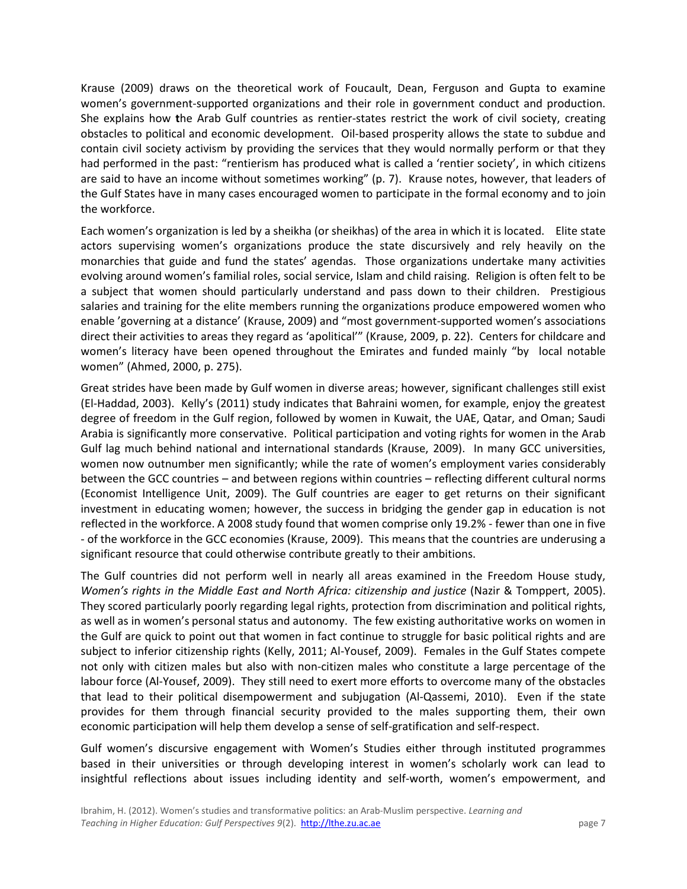Krause (2009) draws on the theoretical work of Foucault, Dean, Ferguson and Gupta to examine women's government-supported organizations and their role in government conduct and production. She explains how **t**he Arab Gulf countries as rentier-states restrict the work of civil society, creating obstacles to political and economic development. Oil-based prosperity allows the state to subdue and contain civil society activism by providing the services that they would normally perform or that they had performed in the past: "rentierism has produced what is called a 'rentier society', in which citizens are said to have an income without sometimes working" (p. 7). Krause notes, however, that leaders of the Gulf States have in many cases encouraged women to participate in the formal economy and to join the workforce.

Each women's organization is led by a sheikha (or sheikhas) of the area in which it is located. Elite state actors supervising women's organizations produce the state discursively and rely heavily on the monarchies that guide and fund the states' agendas. Those organizations undertake many activities evolving around women's familial roles, social service, Islam and child raising. Religion is often felt to be a subject that women should particularly understand and pass down to their children. Prestigious salaries and training for the elite members running the organizations produce empowered women who enable 'governing at a distance' (Krause, 2009) and "most government-supported women's associations direct their activities to areas they regard as 'apolitical'" (Krause, 2009, p. 22). Centers for childcare and women's literacy have been opened throughout the Emirates and funded mainly "by local notable women" (Ahmed, 2000, p. 275).

Great strides have been made by Gulf women in diverse areas; however, significant challenges still exist (El-Haddad, 2003). Kelly's (2011) study indicates that Bahraini women, for example, enjoy the greatest degree of freedom in the Gulf region, followed by women in Kuwait, the UAE, Qatar, and Oman; Saudi Arabia is significantly more conservative. Political participation and voting rights for women in the Arab Gulf lag much behind national and international standards (Krause, 2009). In many GCC universities, women now outnumber men significantly; while the rate of women's employment varies considerably between the GCC countries – and between regions within countries – reflecting different cultural norms (Economist Intelligence Unit, 2009). The Gulf countries are eager to get returns on their significant investment in educating women; however, the success in bridging the gender gap in education is not reflected in the workforce. A 2008 study found that women comprise only 19.2% - fewer than one in five - of the workforce in the GCC economies (Krause, 2009). This means that the countries are underusing a significant resource that could otherwise contribute greatly to their ambitions.

The Gulf countries did not perform well in nearly all areas examined in the Freedom House study, *Women's rights in the Middle East and North Africa: citizenship and justice* (Nazir & Tomppert, 2005). They scored particularly poorly regarding legal rights, protection from discrimination and political rights, as well as in women's personal status and autonomy. The few existing authoritative works on women in the Gulf are quick to point out that women in fact continue to struggle for basic political rights and are subject to inferior citizenship rights (Kelly, 2011; Al-Yousef, 2009). Females in the Gulf States compete not only with citizen males but also with non-citizen males who constitute a large percentage of the labour force (Al-Yousef, 2009). They still need to exert more efforts to overcome many of the obstacles that lead to their political disempowerment and subjugation (Al-Qassemi, 2010). Even if the state provides for them through financial security provided to the males supporting them, their own economic participation will help them develop a sense of self-gratification and self-respect.

Gulf women's discursive engagement with Women's Studies either through instituted programmes based in their universities or through developing interest in women's scholarly work can lead to insightful reflections about issues including identity and self-worth, women's empowerment, and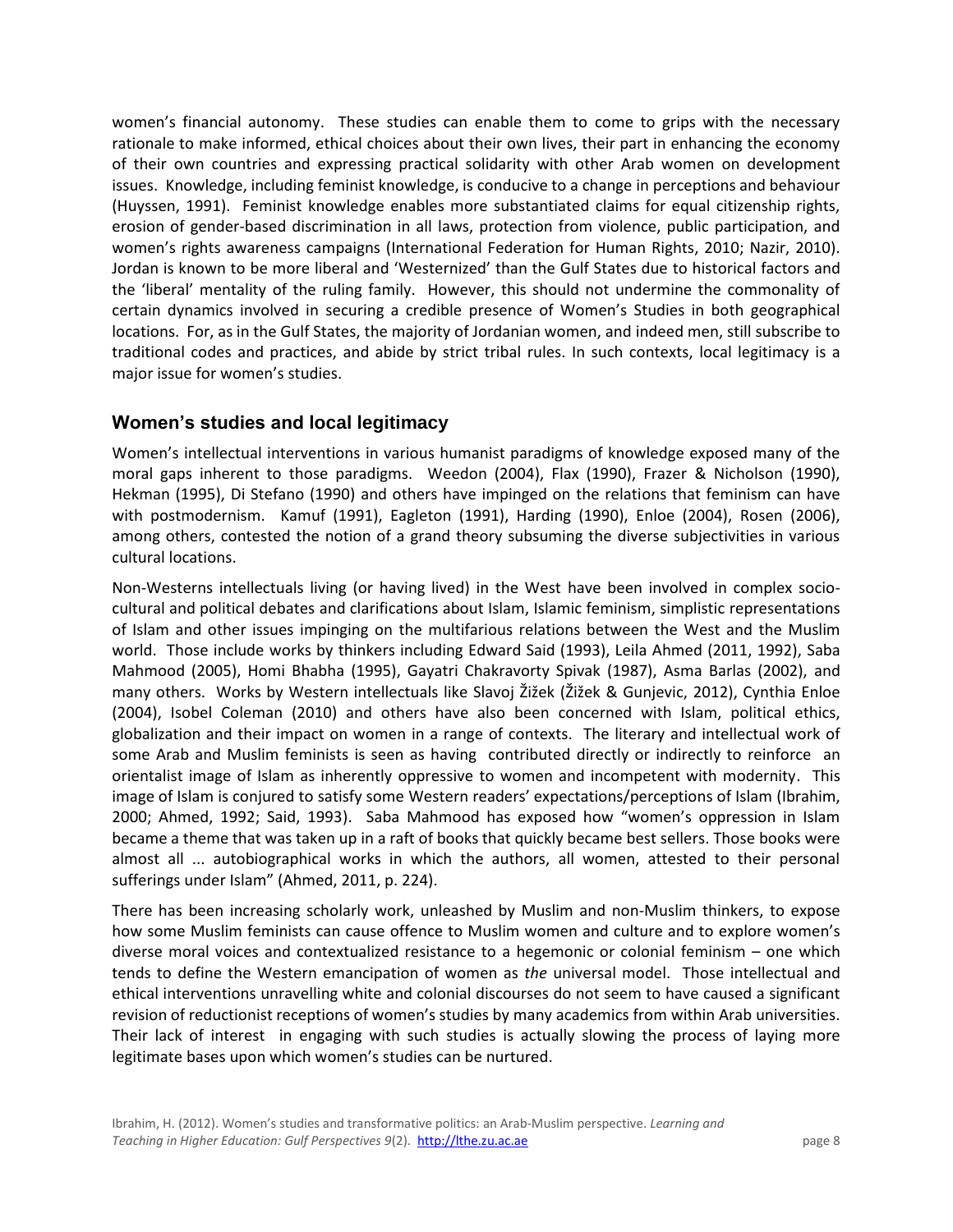women's financial autonomy. These studies can enable them to come to grips with the necessary rationale to make informed, ethical choices about their own lives, their part in enhancing the economy of their own countries and expressing practical solidarity with other Arab women on development issues. Knowledge, including feminist knowledge, is conducive to a change in perceptions and behaviour (Huyssen, 1991). Feminist knowledge enables more substantiated claims for equal citizenship rights, erosion of gender-based discrimination in all laws, protection from violence, public participation, and women's rights awareness campaigns (International Federation for Human Rights, 2010; Nazir, 2010). Jordan is known to be more liberal and 'Westernized' than the Gulf States due to historical factors and the 'liberal' mentality of the ruling family. However, this should not undermine the commonality of certain dynamics involved in securing a credible presence of Women's Studies in both geographical locations. For, as in the Gulf States, the majority of Jordanian women, and indeed men, still subscribe to traditional codes and practices, and abide by strict tribal rules. In such contexts, local legitimacy is a major issue for women's studies.

## Women's studies and local legitimacy

Women's intellectual interventions in various humanist paradigms of knowledge exposed many of the moral gaps inherent to those paradigms. Weedon (2004), Flax (1990), Frazer & Nicholson (1990), Hekman (1995), Di Stefano (1990) and others have impinged on the relations that feminism can have with postmodernism. Kamuf (1991), Eagleton (1991), Harding (1990), Enloe (2004), Rosen (2006), among others, contested the notion of a grand theory subsuming the diverse subjectivities in various cultural locations.

Non-Westerns intellectuals living (or having lived) in the West have been involved in complex socio-cultural and political debates and clarifications about Islam, Islamic feminism, simplistic representations of Islam and other issues impinging on the multifarious relations between the West and the Muslim world. Those include works by thinkers including Edward Said (1993), Leila Ahmed (2011, 1992), Saba Mahmood (2005), Homi Bhabha (1995), Gayatri Chakravorty Spivak (1987), Asma Barlas (2002), and many others. Works by Western intellectuals like Slavoj Žižek (Žižek & Gunjevic, 2012), Cynthia Enloe (2004), Isobel Coleman (2010) and others have also been concerned with Islam, political ethics, globalization and their impact on women in a range of contexts. The literary and intellectual work of some Arab and Muslim feminists is seen as having contributed directly or indirectly to reinforce an orientalist image of Islam as inherently oppressive to women and incompetent with modernity. This image of Islam is conjured to satisfy some Western readers' expectations/perceptions of Islam (Ibrahim, 2000; Ahmed, 1992; Said, 1993). Saba Mahmood has exposed how "women's oppression in Islam became a theme that was taken up in a raft of books that quickly became best sellers. Those books were almost all ... autobiographical works in which the authors, all women, attested to their personal sufferings under Islam" (Ahmed, 2011, p. 224).

There has been increasing scholarly work, unleashed by Muslim and non-Muslim thinkers, to expose how some Muslim feminists can cause offence to Muslim women and culture and to explore women's diverse moral voices and contextualized resistance to a hegemonic or colonial feminism – one which tends to define the Western emancipation of women as *the* universal model. Those intellectual and ethical interventions unravelling white and colonial discourses do not seem to have caused a significant revision of reductionist receptions of women's studies by many academics from within Arab universities. Their lack of interest in engaging with such studies is actually slowing the process of laying more legitimate bases upon which women's studies can be nurtured.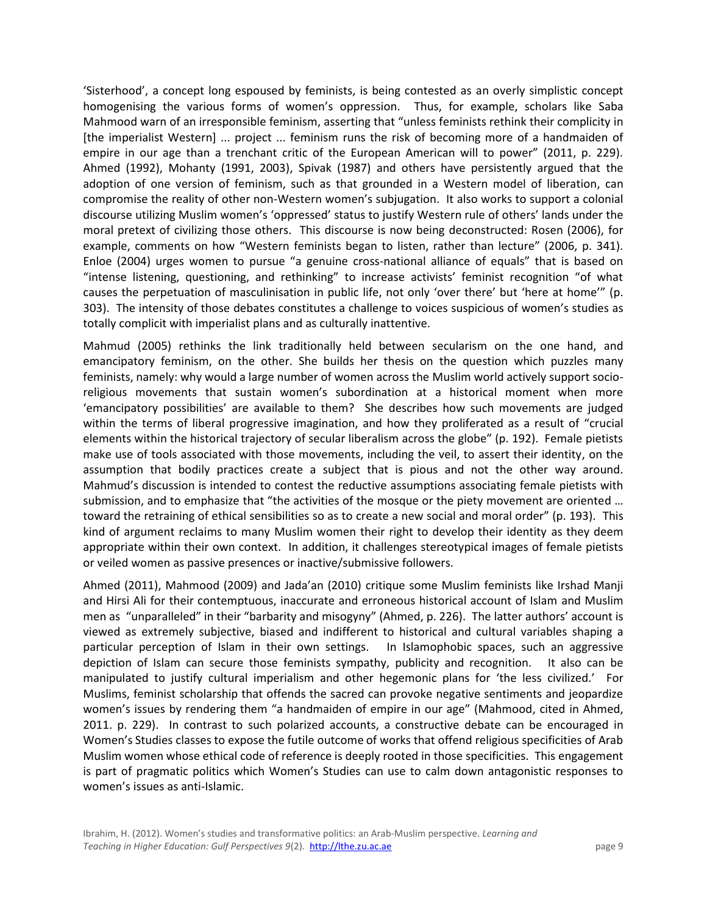'Sisterhood', a concept long espoused by feminists, is being contested as an overly simplistic concept homogenising the various forms of women's oppression. Thus, for example, scholars like Saba Mahmood warn of an irresponsible feminism, asserting that "unless feminists rethink their complicity in [the imperialist Western] ... project ... feminism runs the risk of becoming more of a handmaiden of empire in our age than a trenchant critic of the European American will to power" (2011, p. 229). Ahmed (1992), Mohanty (1991, 2003), Spivak (1987) and others have persistently argued that the adoption of one version of feminism, such as that grounded in a Western model of liberation, can compromise the reality of other non-Western women's subjugation. It also works to support a colonial discourse utilizing Muslim women's 'oppressed' status to justify Western rule of others' lands under the moral pretext of civilizing those others. This discourse is now being deconstructed: Rosen (2006), for example, comments on how "Western feminists began to listen, rather than lecture" (2006, p. 341). Enloe (2004) urges women to pursue "a genuine cross-national alliance of equals" that is based on "intense listening, questioning, and rethinking" to increase activists' feminist recognition "of what causes the perpetuation of masculinisation in public life, not only 'over there' but 'here at home'" (p. 303). The intensity of those debates constitutes a challenge to voices suspicious of women's studies as totally complicit with imperialist plans and as culturally inattentive.

Mahmud (2005) rethinks the link traditionally held between secularism on the one hand, and emancipatory feminism, on the other. She builds her thesis on the question which puzzles many feminists, namely: why would a large number of women across the Muslim world actively support socio-religious movements that sustain women's subordination at a historical moment when more 'emancipatory possibilities' are available to them? She describes how such movements are judged within the terms of liberal progressive imagination, and how they proliferated as a result of "crucial elements within the historical trajectory of secular liberalism across the globe" (p. 192). Female pietists make use of tools associated with those movements, including the veil, to assert their identity, on the assumption that bodily practices create a subject that is pious and not the other way around. Mahmud's discussion is intended to contest the reductive assumptions associating female pietists with submission, and to emphasize that "the activities of the mosque or the piety movement are oriented … toward the retraining of ethical sensibilities so as to create a new social and moral order" (p. 193). This kind of argument reclaims to many Muslim women their right to develop their identity as they deem appropriate within their own context. In addition, it challenges stereotypical images of female pietists or veiled women as passive presences or inactive/submissive followers.

Ahmed (2011), Mahmood (2009) and Jada'an (2010) critique some Muslim feminists like Irshad Manji and Hirsi Ali for their contemptuous, inaccurate and erroneous historical account of Islam and Muslim men as "unparalleled" in their "barbarity and misogyny" (Ahmed, p. 226). The latter authors' account is viewed as extremely subjective, biased and indifferent to historical and cultural variables shaping a particular perception of Islam in their own settings. In Islamophobic spaces, such an aggressive depiction of Islam can secure those feminists sympathy, publicity and recognition. It also can be manipulated to justify cultural imperialism and other hegemonic plans for 'the less civilized.' For Muslims, feminist scholarship that offends the sacred can provoke negative sentiments and jeopardize women's issues by rendering them "a handmaiden of empire in our age" (Mahmood, cited in Ahmed, 2011. p. 229). In contrast to such polarized accounts, a constructive debate can be encouraged in Women's Studies classes to expose the futile outcome of works that offend religious specificities of Arab Muslim women whose ethical code of reference is deeply rooted in those specificities. This engagement is part of pragmatic politics which Women's Studies can use to calm down antagonistic responses to women's issues as anti-Islamic.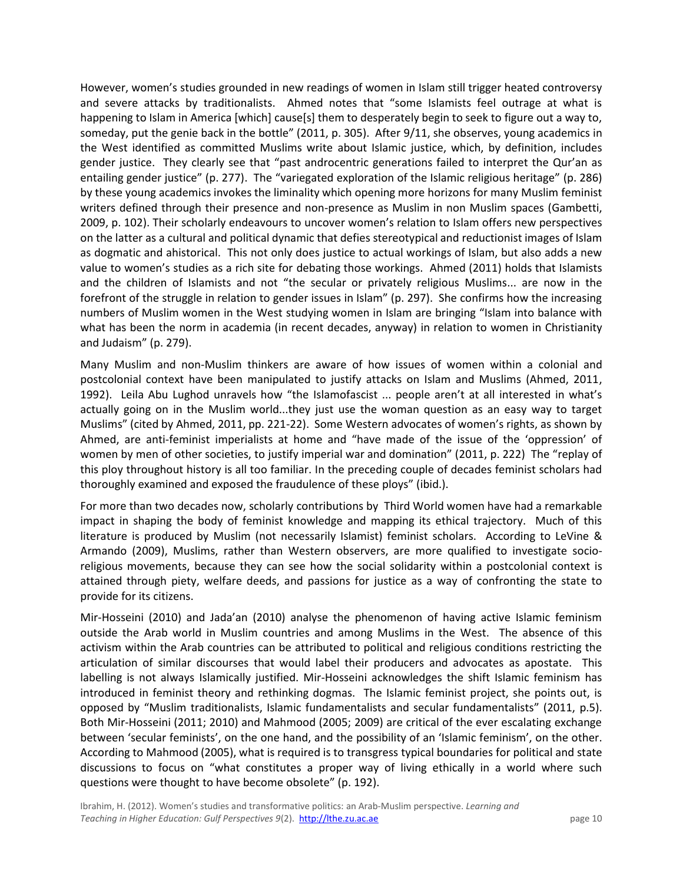However, women's studies grounded in new readings of women in Islam still trigger heated controversy and severe attacks by traditionalists. Ahmed notes that "some Islamists feel outrage at what is happening to Islam in America [which] cause[s] them to desperately begin to seek to figure out a way to, someday, put the genie back in the bottle" (2011, p. 305). After 9/11, she observes, young academics in the West identified as committed Muslims write about Islamic justice, which, by definition, includes gender justice. They clearly see that "past androcentric generations failed to interpret the Qur'an as entailing gender justice" (p. 277). The "variegated exploration of the Islamic religious heritage" (p. 286) by these young academics invokes the liminality which opening more horizons for many Muslim feminist writers defined through their presence and non-presence as Muslim in non Muslim spaces (Gambetti, 2009, p. 102). Their scholarly endeavours to uncover women's relation to Islam offers new perspectives on the latter as a cultural and political dynamic that defies stereotypical and reductionist images of Islam as dogmatic and ahistorical. This not only does justice to actual workings of Islam, but also adds a new value to women's studies as a rich site for debating those workings. Ahmed (2011) holds that Islamists and the children of Islamists and not "the secular or privately religious Muslims... are now in the forefront of the struggle in relation to gender issues in Islam" (p. 297). She confirms how the increasing numbers of Muslim women in the West studying women in Islam are bringing "Islam into balance with what has been the norm in academia (in recent decades, anyway) in relation to women in Christianity and Judaism" (p. 279).

Many Muslim and non-Muslim thinkers are aware of how issues of women within a colonial and postcolonial context have been manipulated to justify attacks on Islam and Muslims (Ahmed, 2011, 1992). Leila Abu Lughod unravels how "the Islamofascist ... people aren't at all interested in what's actually going on in the Muslim world...they just use the woman question as an easy way to target Muslims" (cited by Ahmed, 2011, pp. 221-22). Some Western advocates of women's rights, as shown by Ahmed, are anti-feminist imperialists at home and "have made of the issue of the 'oppression' of women by men of other societies, to justify imperial war and domination" (2011, p. 222) The "replay of this ploy throughout history is all too familiar. In the preceding couple of decades feminist scholars had thoroughly examined and exposed the fraudulence of these ploys" (ibid.).

For more than two decades now, scholarly contributions by Third World women have had a remarkable impact in shaping the body of feminist knowledge and mapping its ethical trajectory. Much of this literature is produced by Muslim (not necessarily Islamist) feminist scholars. According to LeVine & Armando (2009), Muslims, rather than Western observers, are more qualified to investigate socio-religious movements, because they can see how the social solidarity within a postcolonial context is attained through piety, welfare deeds, and passions for justice as a way of confronting the state to provide for its citizens.

Mir-Hosseini (2010) and Jada'an (2010) analyse the phenomenon of having active Islamic feminism outside the Arab world in Muslim countries and among Muslims in the West. The absence of this activism within the Arab countries can be attributed to political and religious conditions restricting the articulation of similar discourses that would label their producers and advocates as apostate. This labelling is not always Islamically justified. Mir-Hosseini acknowledges the shift Islamic feminism has introduced in feminist theory and rethinking dogmas. The Islamic feminist project, she points out, is opposed by "Muslim traditionalists, Islamic fundamentalists and secular fundamentalists" (2011, p.5). Both Mir-Hosseini (2011; 2010) and Mahmood (2005; 2009) are critical of the ever escalating exchange between 'secular feminists', on the one hand, and the possibility of an 'Islamic feminism', on the other. According to Mahmood (2005), what is required is to transgress typical boundaries for political and state discussions to focus on "what constitutes a proper way of living ethically in a world where such questions were thought to have become obsolete" (p. 192).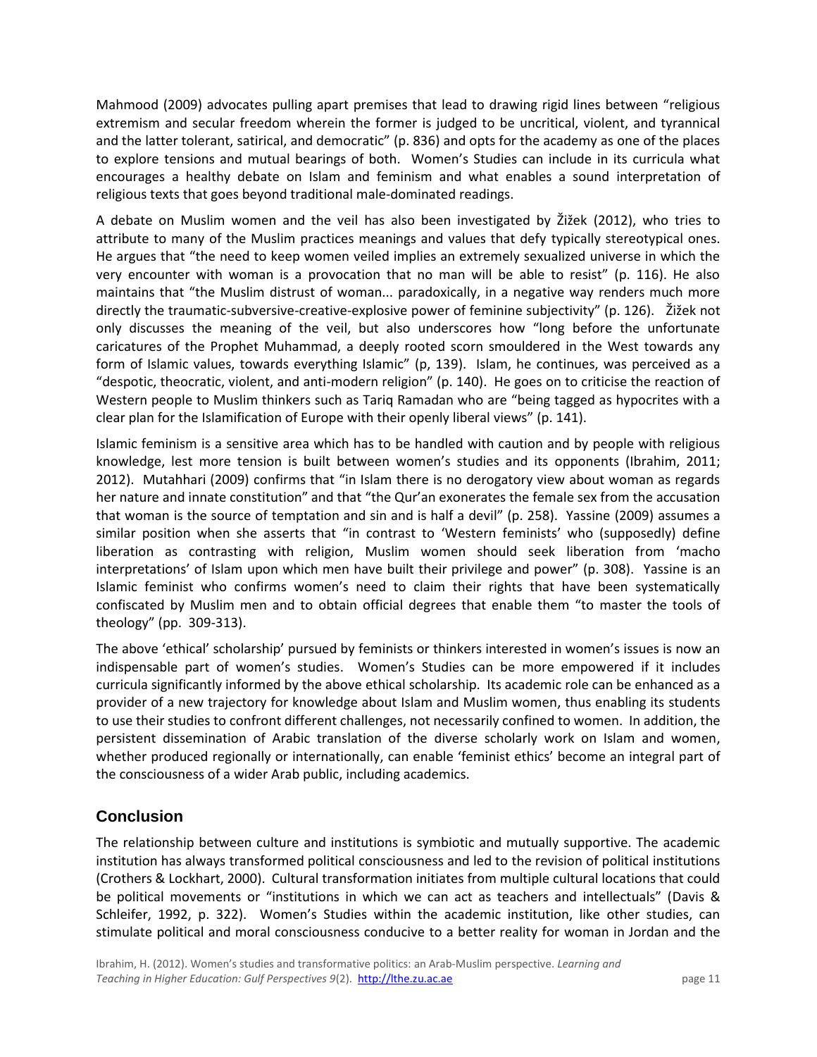Mahmood (2009) advocates pulling apart premises that lead to drawing rigid lines between "religious extremism and secular freedom wherein the former is judged to be uncritical, violent, and tyrannical and the latter tolerant, satirical, and democratic" (p. 836) and opts for the academy as one of the places to explore tensions and mutual bearings of both. Women's Studies can include in its curricula what encourages a healthy debate on Islam and feminism and what enables a sound interpretation of religious texts that goes beyond traditional male-dominated readings.

A debate on Muslim women and the veil has also been investigated by Žižek (2012), who tries to attribute to many of the Muslim practices meanings and values that defy typically stereotypical ones. He argues that "the need to keep women veiled implies an extremely sexualized universe in which the very encounter with woman is a provocation that no man will be able to resist" (p. 116). He also maintains that "the Muslim distrust of woman... paradoxically, in a negative way renders much more directly the traumatic-subversive-creative-explosive power of feminine subjectivity" (p. 126). Žižek not only discusses the meaning of the veil, but also underscores how "long before the unfortunate caricatures of the Prophet Muhammad, a deeply rooted scorn smouldered in the West towards any form of Islamic values, towards everything Islamic" (p, 139). Islam, he continues, was perceived as a "despotic, theocratic, violent, and anti-modern religion" (p. 140). He goes on to criticise the reaction of Western people to Muslim thinkers such as Tariq Ramadan who are "being tagged as hypocrites with a clear plan for the Islamification of Europe with their openly liberal views" (p. 141).

Islamic feminism is a sensitive area which has to be handled with caution and by people with religious knowledge, lest more tension is built between women's studies and its opponents (Ibrahim, 2011; 2012). Mutahhari (2009) confirms that "in Islam there is no derogatory view about woman as regards her nature and innate constitution" and that "the Qur'an exonerates the female sex from the accusation that woman is the source of temptation and sin and is half a devil" (p. 258). Yassine (2009) assumes a similar position when she asserts that "in contrast to 'Western feminists' who (supposedly) define liberation as contrasting with religion, Muslim women should seek liberation from 'macho interpretations' of Islam upon which men have built their privilege and power" (p. 308). Yassine is an Islamic feminist who confirms women's need to claim their rights that have been systematically confiscated by Muslim men and to obtain official degrees that enable them "to master the tools of theology" (pp. 309-313).

The above 'ethical' scholarship' pursued by feminists or thinkers interested in women's issues is now an indispensable part of women's studies. Women's Studies can be more empowered if it includes curricula significantly informed by the above ethical scholarship. Its academic role can be enhanced as a provider of a new trajectory for knowledge about Islam and Muslim women, thus enabling its students to use their studies to confront different challenges, not necessarily confined to women. In addition, the persistent dissemination of Arabic translation of the diverse scholarly work on Islam and women, whether produced regionally or internationally, can enable 'feminist ethics' become an integral part of the consciousness of a wider Arab public, including academics.

## Conclusion

The relationship between culture and institutions is symbiotic and mutually supportive. The academic institution has always transformed political consciousness and led to the revision of political institutions (Crothers & Lockhart, 2000). Cultural transformation initiates from multiple cultural locations that could be political movements or "institutions in which we can act as teachers and intellectuals" (Davis & Schleifer, 1992, p. 322). Women's Studies within the academic institution, like other studies, can stimulate political and moral consciousness conducive to a better reality for woman in Jordan and the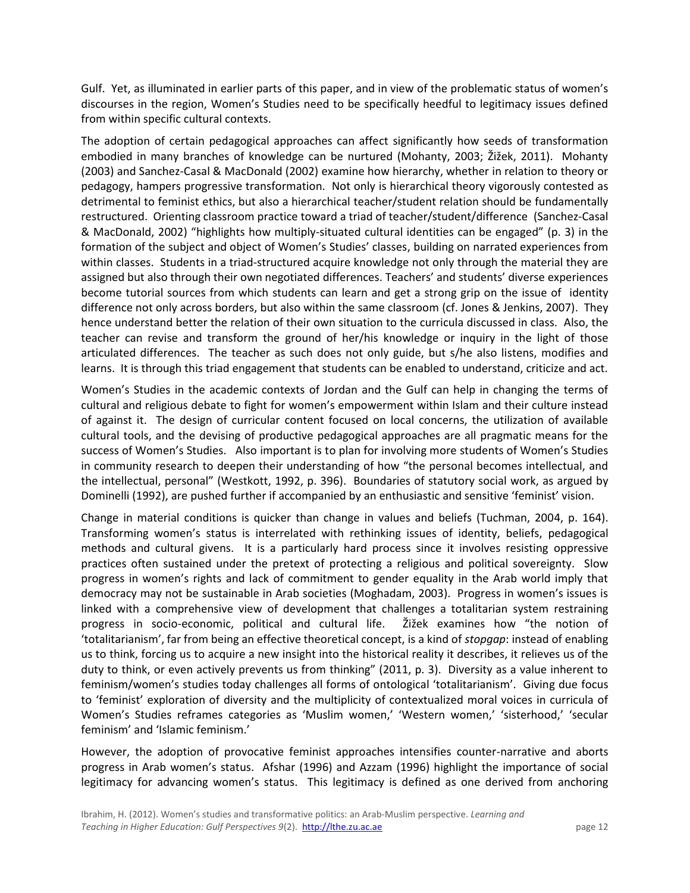Gulf. Yet, as illuminated in earlier parts of this paper, and in view of the problematic status of women's discourses in the region, Women's Studies need to be specifically heedful to legitimacy issues defined from within specific cultural contexts.

The adoption of certain pedagogical approaches can affect significantly how seeds of transformation embodied in many branches of knowledge can be nurtured (Mohanty, 2003; Žižek, 2011). Mohanty (2003) and Sanchez-Casal & MacDonald (2002) examine how hierarchy, whether in relation to theory or pedagogy, hampers progressive transformation. Not only is hierarchical theory vigorously contested as detrimental to feminist ethics, but also a hierarchical teacher/student relation should be fundamentally restructured. Orienting classroom practice toward a triad of teacher/student/difference (Sanchez-Casal & MacDonald, 2002) "highlights how multiply-situated cultural identities can be engaged" (p. 3) in the formation of the subject and object of Women's Studies' classes, building on narrated experiences from within classes. Students in a triad-structured acquire knowledge not only through the material they are assigned but also through their own negotiated differences. Teachers' and students' diverse experiences become tutorial sources from which students can learn and get a strong grip on the issue of identity difference not only across borders, but also within the same classroom (cf. Jones & Jenkins, 2007). They hence understand better the relation of their own situation to the curricula discussed in class. Also, the teacher can revise and transform the ground of her/his knowledge or inquiry in the light of those articulated differences. The teacher as such does not only guide, but s/he also listens, modifies and learns. It is through this triad engagement that students can be enabled to understand, criticize and act.

Women's Studies in the academic contexts of Jordan and the Gulf can help in changing the terms of cultural and religious debate to fight for women's empowerment within Islam and their culture instead of against it. The design of curricular content focused on local concerns, the utilization of available cultural tools, and the devising of productive pedagogical approaches are all pragmatic means for the success of Women's Studies. Also important is to plan for involving more students of Women's Studies in community research to deepen their understanding of how "the personal becomes intellectual, and the intellectual, personal" (Westkott, 1992, p. 396). Boundaries of statutory social work, as argued by Dominelli (1992), are pushed further if accompanied by an enthusiastic and sensitive 'feminist' vision.

Change in material conditions is quicker than change in values and beliefs (Tuchman, 2004, p. 164). Transforming women's status is interrelated with rethinking issues of identity, beliefs, pedagogical methods and cultural givens. It is a particularly hard process since it involves resisting oppressive practices often sustained under the pretext of protecting a religious and political sovereignty. Slow progress in women's rights and lack of commitment to gender equality in the Arab world imply that democracy may not be sustainable in Arab societies (Moghadam, 2003). Progress in women's issues is linked with a comprehensive view of development that challenges a totalitarian system restraining progress in socio-economic, political and cultural life. Žižek examines how "the notion of 'totalitarianism', far from being an effective theoretical concept, is a kind of *stopgap*: instead of enabling us to think, forcing us to acquire a new insight into the historical reality it describes, it relieves us of the duty to think, or even actively prevents us from thinking" (2011, p. 3). Diversity as a value inherent to feminism/women's studies today challenges all forms of ontological 'totalitarianism'. Giving due focus to 'feminist' exploration of diversity and the multiplicity of contextualized moral voices in curricula of Women's Studies reframes categories as 'Muslim women,' 'Western women,' 'sisterhood,' 'secular feminism' and 'Islamic feminism.'

However, the adoption of provocative feminist approaches intensifies counter-narrative and aborts progress in Arab women's status. Afshar (1996) and Azzam (1996) highlight the importance of social legitimacy for advancing women's status. This legitimacy is defined as one derived from anchoring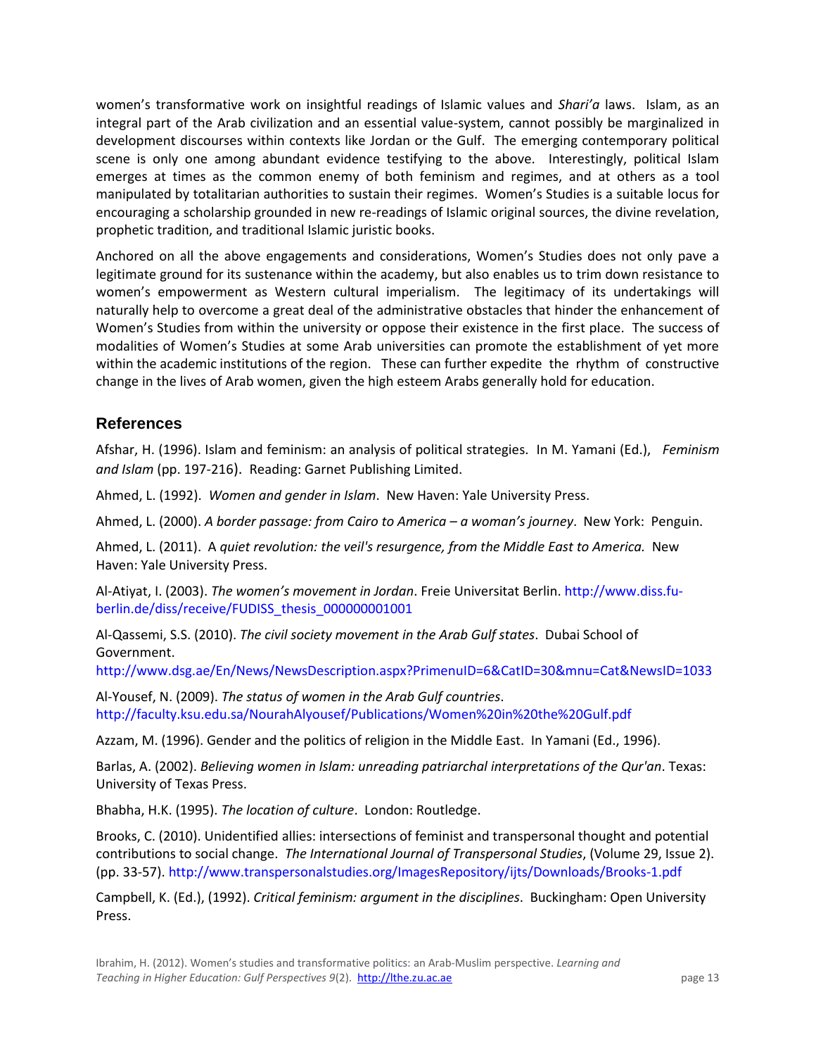women's transformative work on insightful readings of Islamic values and *Shari'a* laws. Islam, as an integral part of the Arab civilization and an essential value-system, cannot possibly be marginalized in development discourses within contexts like Jordan or the Gulf. The emerging contemporary political scene is only one among abundant evidence testifying to the above. Interestingly, political Islam emerges at times as the common enemy of both feminism and regimes, and at others as a tool manipulated by totalitarian authorities to sustain their regimes. Women's Studies is a suitable locus for encouraging a scholarship grounded in new re-readings of Islamic original sources, the divine revelation, prophetic tradition, and traditional Islamic juristic books.

Anchored on all the above engagements and considerations, Women's Studies does not only pave a legitimate ground for its sustenance within the academy, but also enables us to trim down resistance to women's empowerment as Western cultural imperialism. The legitimacy of its undertakings will naturally help to overcome a great deal of the administrative obstacles that hinder the enhancement of Women's Studies from within the university or oppose their existence in the first place. The success of modalities of Women's Studies at some Arab universities can promote the establishment of yet more within the academic institutions of the region. These can further expedite the rhythm of constructive change in the lives of Arab women, given the high esteem Arabs generally hold for education.

## References

Afshar, H. (1996). Islam and feminism: an analysis of political strategies. In M. Yamani (Ed.), *Feminism and Islam* (pp. 197-216). Reading: Garnet Publishing Limited.

Ahmed, L. (1992). *Women and gender in Islam*. New Haven: Yale University Press.

Ahmed, L. (2000). *A border passage: from Cairo to America – a woman's journey*. New York: Penguin.

Ahmed, L. (2011). A *quiet revolution: the veil's resurgence, from the Middle East to America.* New Haven: Yale University Press.

Al-Atiyat, I. (2003). *The women's movement in Jordan*. Freie Universitat Berlin. http://www.diss.fu-berlin.de/diss/receive/FUDISS_thesis_000000001001

Al-Qassemi, S.S. (2010). *The civil society movement in the Arab Gulf states*. Dubai School of Government. http://www.dsg.ae/En/News/NewsDescription.aspx?PrimenuID=6&CatID=30&mnu=Cat&NewsID=1033

Al-Yousef, N. (2009). *The status of women in the Arab Gulf countries*. http://faculty.ksu.edu.sa/NourahAlyousef/Publications/Women%20in%20the%20Gulf.pdf

Azzam, M. (1996). Gender and the politics of religion in the Middle East. In Yamani (Ed., 1996).

Barlas, A. (2002). *Believing women in Islam: unreading patriarchal interpretations of the Qur'an*. Texas: University of Texas Press.

Bhabha, H.K. (1995). *The location of culture*. London: Routledge.

Brooks, C. (2010). Unidentified allies: intersections of feminist and transpersonal thought and potential contributions to social change. *The International Journal of Transpersonal Studies*, (Volume 29, Issue 2). (pp. 33-57). http://www.transpersonalstudies.org/ImagesRepository/ijts/Downloads/Brooks-1.pdf

Campbell, K. (Ed.), (1992). *Critical feminism: argument in the disciplines*. Buckingham: Open University Press.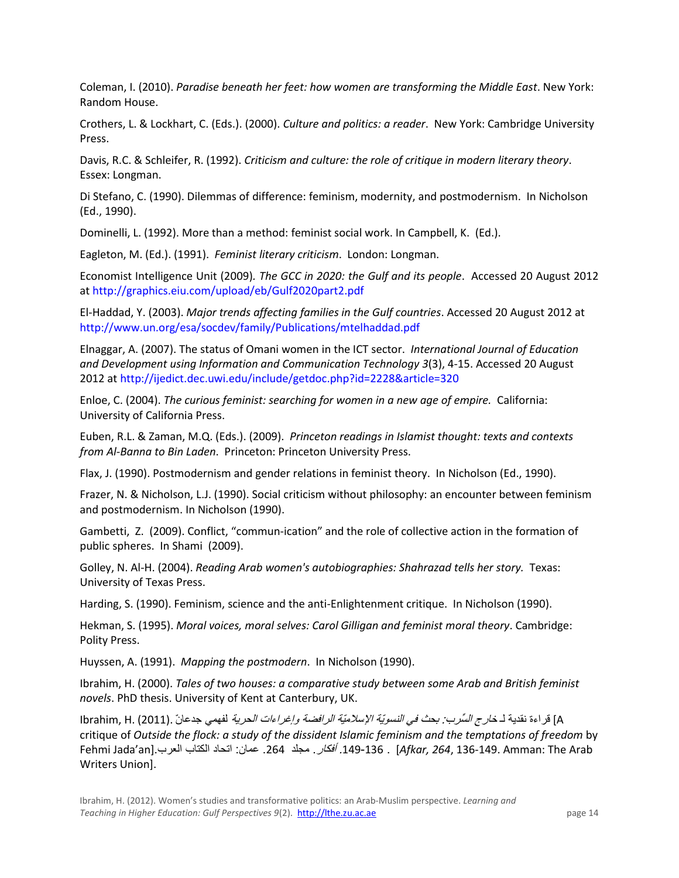Coleman, I. (2010). *Paradise beneath her feet: how women are transforming the Middle East*. New York: Random House.

Crothers, L. & Lockhart, C. (Eds.). (2000). *Culture and politics: a reader*. New York: Cambridge University Press.

Davis, R.C. & Schleifer, R. (1992). *Criticism and culture: the role of critique in modern literary theory*. Essex: Longman.

Di Stefano, C. (1990). Dilemmas of difference: feminism, modernity, and postmodernism. In Nicholson (Ed., 1990).

Dominelli, L. (1992). More than a method: feminist social work. In Campbell, K. (Ed.).

Eagleton, M. (Ed.). (1991). *Feminist literary criticism*. London: Longman.

Economist Intelligence Unit (2009). *The GCC in 2020: the Gulf and its people*. Accessed 20 August 2012 at http://graphics.eiu.com/upload/eb/Gulf2020part2.pdf

El-Haddad, Y. (2003). *Major trends affecting families in the Gulf countries*. Accessed 20 August 2012 at http://www.un.org/esa/socdev/family/Publications/mtelhaddad.pdf

Elnaggar, A. (2007). The status of Omani women in the ICT sector. *International Journal of Education and Development using Information and Communication Technology 3*(3), 4-15. Accessed 20 August 2012 at http://ijedict.dec.uwi.edu/include/getdoc.php?id=2228&article=320

Enloe, C. (2004). *The curious feminist: searching for women in a new age of empire.* California: University of California Press.

Euben, R.L. & Zaman, M.Q. (Eds.). (2009). *Princeton readings in Islamist thought: texts and contexts from Al-Banna to Bin Laden*. Princeton: Princeton University Press.

Flax, J. (1990). Postmodernism and gender relations in feminist theory. In Nicholson (Ed., 1990).

Frazer, N. & Nicholson, L.J. (1990). Social criticism without philosophy: an encounter between feminism and postmodernism. In Nicholson (1990).

Gambetti, Z. (2009). Conflict, "commun-ication" and the role of collective action in the formation of public spheres. In Shami (2009).

Golley, N. Al-H. (2004). *Reading Arab women's autobiographies: Shahrazad tells her story.* Texas: University of Texas Press.

Harding, S. (1990). Feminism, science and the anti-Enlightenment critique. In Nicholson (1990).

Hekman, S. (1995). *Moral voices, moral selves: Carol Gilligan and feminist moral theory*. Cambridge: Polity Press.

Huyssen, A. (1991). *Mapping the postmodern*. In Nicholson (1990).

Ibrahim, H. (2000). *Tales of two houses: a comparative study between some Arab and British feminist novels*. PhD thesis. University of Kent at Canterbury, UK.

Ibrahim, H. (2011). قراءة نقدية لـ *خارج السِّرب: بحث في النسويّة الإسلاميّة الرافضة وإغراءات الحرية* لفهمي جدعانّ. [A critique of *Outside the flock: a study of the dissident Islamic feminism and the temptations of freedom* by Fehmi Jada'an]. *أفكار*. مجلد 264. 136-149. عمان: اتحاد الكتاب العرب. [*Afkar, 264*, 136-149. Amman: The Arab Writers Union].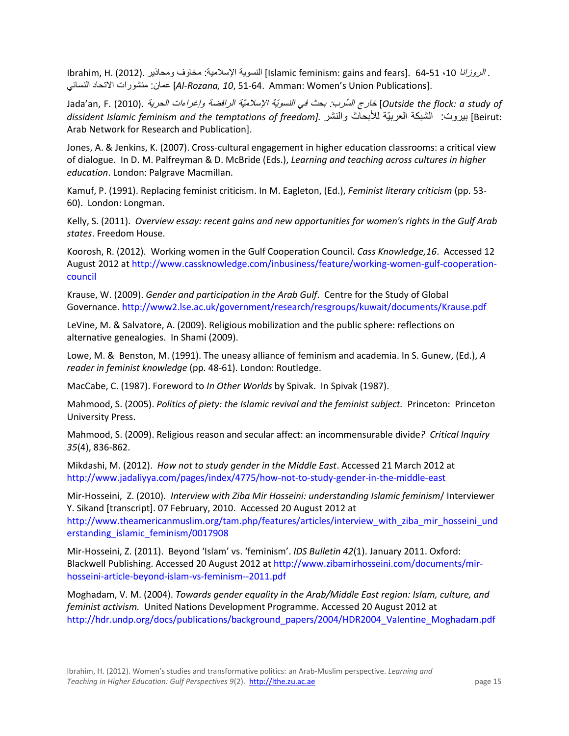Ibrahim, H. (2012). النسوية الإسلامية: مخاوف ومحاذير [Islamic feminism: gains and fears]. *الروزانا* 10، 51-64. عمان: منشورات الاتحاد النسائي [*Al-Rozana, 10*, 51-64. Amman: Women's Union Publications].

Jada'an, F. (2010). *خارج السِّرب: بحث في النسويّة الإسلاميّة الرافضة وإغراءات الحرية* [*Outside the flock: a study of dissident Islamic feminism and the temptations of freedom*]. بيروت: الشبكة العربيّة للأبحاث والنشر [Beirut: Arab Network for Research and Publication].

Jones, A. & Jenkins, K. (2007). Cross-cultural engagement in higher education classrooms: a critical view of dialogue. In D. M. Palfreyman & D. McBride (Eds.), *Learning and teaching across cultures in higher education*. London: Palgrave Macmillan.

Kamuf, P. (1991). Replacing feminist criticism. In M. Eagleton, (Ed.), *Feminist literary criticism* (pp. 53-60). London: Longman.

Kelly, S. (2011). *Overview essay: recent gains and new opportunities for women's rights in the Gulf Arab states*. Freedom House.

Koorosh, R. (2012). Working women in the Gulf Cooperation Council. *Cass Knowledge,16*. Accessed 12 August 2012 at http://www.cassknowledge.com/inbusiness/feature/working-women-gulf-cooperation-council

Krause, W. (2009). *Gender and participation in the Arab Gulf*. Centre for the Study of Global Governance. http://www2.lse.ac.uk/government/research/resgroups/kuwait/documents/Krause.pdf

LeVine, M. & Salvatore, A. (2009). Religious mobilization and the public sphere: reflections on alternative genealogies. In Shami (2009).

Lowe, M. & Benston, M. (1991). The uneasy alliance of feminism and academia. In S. Gunew, (Ed.), *A reader in feminist knowledge* (pp. 48-61). London: Routledge.

MacCabe, C. (1987). Foreword to *In Other Worlds* by Spivak. In Spivak (1987).

Mahmood, S. (2005). *Politics of piety: the Islamic revival and the feminist subject.* Princeton: Princeton University Press.

Mahmood, S. (2009). Religious reason and secular affect: an incommensurable divide*?* *Critical Inquiry 35*(4), 836-862.

Mikdashi, M. (2012). *How not to study gender in the Middle East*. Accessed 21 March 2012 at http://www.jadaliyya.com/pages/index/4775/how-not-to-study-gender-in-the-middle-east

Mir-Hosseini, Z. (2010). *Interview with Ziba Mir Hosseini: understanding Islamic feminism*/ Interviewer Y. Sikand [transcript]. 07 February, 2010. Accessed 20 August 2012 at http://www.theamericanmuslim.org/tam.php/features/articles/interview_with_ziba_mir_hosseini_understanding_islamic_feminism/0017908

Mir-Hosseini, Z. (2011). Beyond 'Islam' vs. 'feminism'. *IDS Bulletin 42*(1). January 2011. Oxford: Blackwell Publishing. Accessed 20 August 2012 at http://www.zibamirhosseini.com/documents/mir-hosseini-article-beyond-islam-vs-feminism--2011.pdf

Moghadam, V. M. (2004). *Towards gender equality in the Arab/Middle East region: Islam, culture, and feminist activism.* United Nations Development Programme. Accessed 20 August 2012 at http://hdr.undp.org/docs/publications/background_papers/2004/HDR2004_Valentine_Moghadam.pdf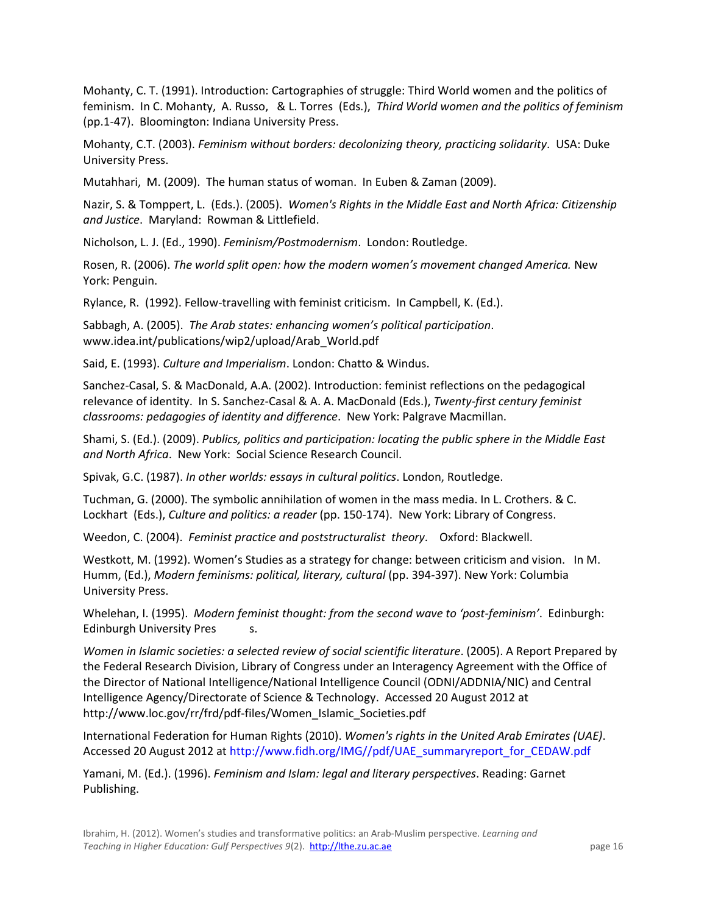Mohanty, C. T. (1991). Introduction: Cartographies of struggle: Third World women and the politics of feminism. In C. Mohanty, A. Russo, & L. Torres (Eds.), *Third World women and the politics of feminism* (pp.1-47). Bloomington: Indiana University Press.

Mohanty, C.T. (2003). *Feminism without borders: decolonizing theory, practicing solidarity*. USA: Duke University Press.

Mutahhari, M. (2009). The human status of woman. In Euben & Zaman (2009).

Nazir, S. & Tomppert, L. (Eds.). (2005). *Women's Rights in the Middle East and North Africa: Citizenship and Justice*. Maryland: Rowman & Littlefield.

Nicholson, L. J. (Ed., 1990). *Feminism/Postmodernism*. London: Routledge.

Rosen, R. (2006). *The world split open: how the modern women's movement changed America.* New York: Penguin.

Rylance, R. (1992). Fellow-travelling with feminist criticism. In Campbell, K. (Ed.).

Sabbagh, A. (2005). *The Arab states: enhancing women's political participation*. www.idea.int/publications/wip2/upload/Arab_World.pdf

Said, E. (1993). *Culture and Imperialism*. London: Chatto & Windus.

Sanchez-Casal, S. & MacDonald, A.A. (2002). Introduction: feminist reflections on the pedagogical relevance of identity. In S. Sanchez-Casal & A. A. MacDonald (Eds.), *Twenty-first century feminist classrooms: pedagogies of identity and difference*. New York: Palgrave Macmillan.

Shami, S. (Ed.). (2009). *Publics, politics and participation: locating the public sphere in the Middle East and North Africa*. New York: Social Science Research Council.

Spivak, G.C. (1987). *In other worlds: essays in cultural politics*. London, Routledge.

Tuchman, G. (2000). The symbolic annihilation of women in the mass media. In L. Crothers. & C. Lockhart (Eds.), *Culture and politics: a reader* (pp. 150-174). New York: Library of Congress.

Weedon, C. (2004). *Feminist practice and poststructuralist theory*. Oxford: Blackwell.

Westkott, M. (1992). Women's Studies as a strategy for change: between criticism and vision. In M. Humm, (Ed.), *Modern feminisms: political, literary, cultural* (pp. 394-397). New York: Columbia University Press.

Whelehan, I. (1995). *Modern feminist thought: from the second wave to 'post-feminism'*. Edinburgh: Edinburgh University Pres s.

*Women in Islamic societies: a selected review of social scientific literature*. (2005). A Report Prepared by the Federal Research Division, Library of Congress under an Interagency Agreement with the Office of the Director of National Intelligence/National Intelligence Council (ODNI/ADDNIA/NIC) and Central Intelligence Agency/Directorate of Science & Technology. Accessed 20 August 2012 at http://www.loc.gov/rr/frd/pdf-files/Women_Islamic_Societies.pdf

International Federation for Human Rights (2010). *Women's rights in the United Arab Emirates (UAE)*. Accessed 20 August 2012 at http://www.fidh.org/IMG//pdf/UAE_summaryreport_for_CEDAW.pdf

Yamani, M. (Ed.). (1996). *Feminism and Islam: legal and literary perspectives*. Reading: Garnet Publishing.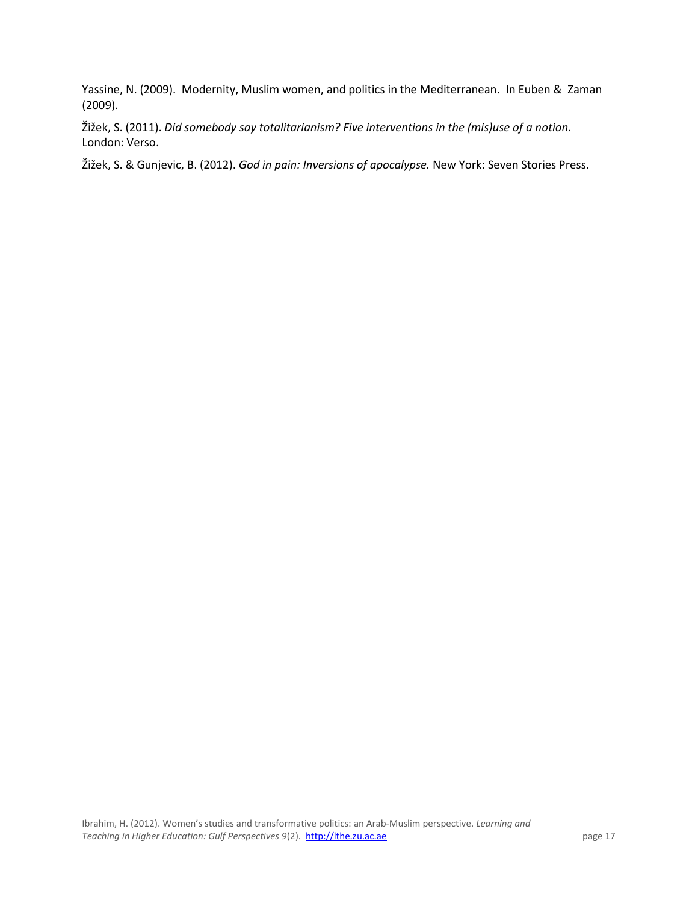Yassine, N. (2009). Modernity, Muslim women, and politics in the Mediterranean. In Euben & Zaman (2009).

Žižek, S. (2011). *Did somebody say totalitarianism? Five interventions in the (mis)use of a notion*. London: Verso.

Žižek, S. & Gunjevic, B. (2012). *God in pain: Inversions of apocalypse.* New York: Seven Stories Press.